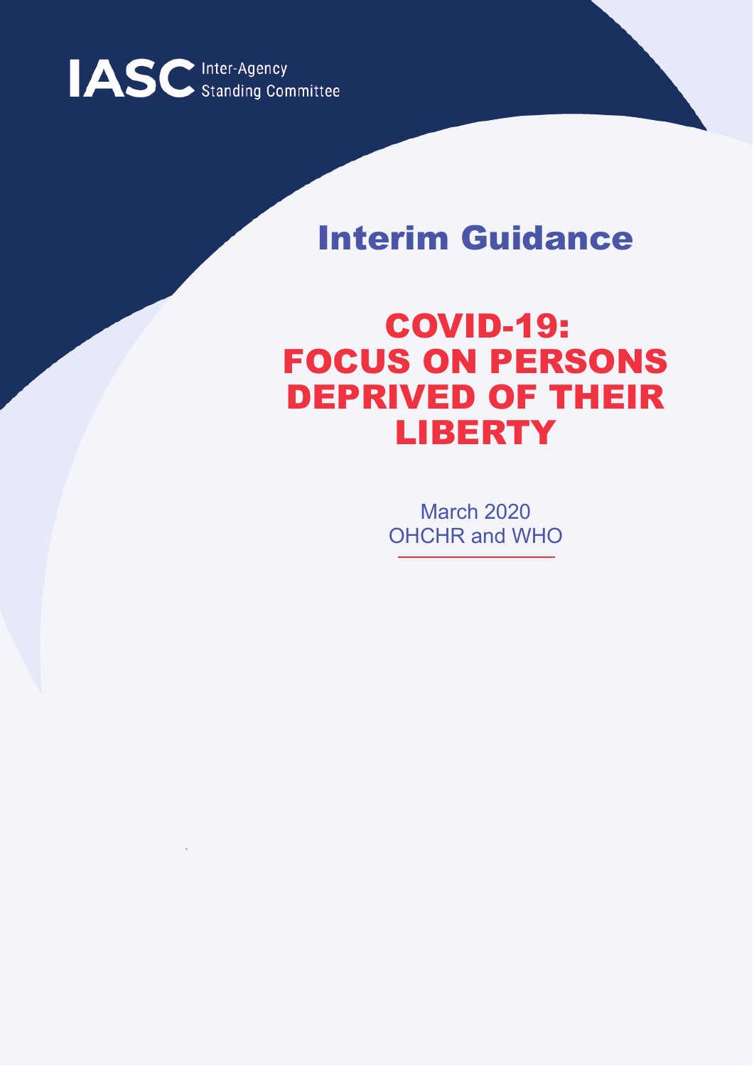IASC Inter-Agency Standing Committee

# Interim Guidance

# COVID-19: FOCUS ON PERSONS DEPRIVED OF THEIR LIBERTY

March 2020
OHCHR and WHO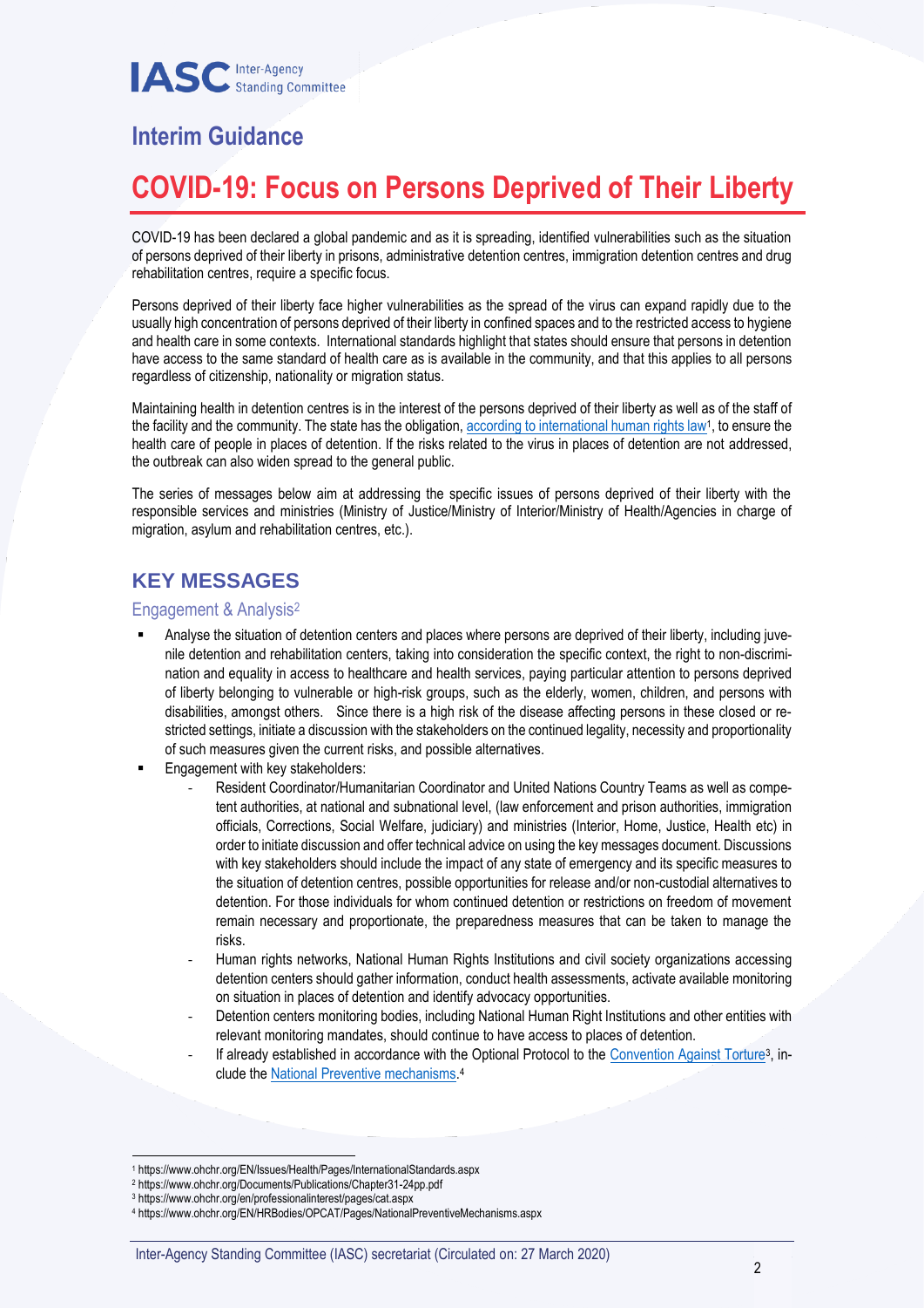IASC Inter-Agency Standing Committee

## Interim Guidance

# COVID-19: Focus on Persons Deprived of Their Liberty

COVID-19 has been declared a global pandemic and as it is spreading, identified vulnerabilities such as the situation of persons deprived of their liberty in prisons, administrative detention centres, immigration detention centres and drug rehabilitation centres, require a specific focus.

Persons deprived of their liberty face higher vulnerabilities as the spread of the virus can expand rapidly due to the usually high concentration of persons deprived of their liberty in confined spaces and to the restricted access to hygiene and health care in some contexts. International standards highlight that states should ensure that persons in detention have access to the same standard of health care as is available in the community, and that this applies to all persons regardless of citizenship, nationality or migration status.

Maintaining health in detention centres is in the interest of the persons deprived of their liberty as well as of the staff of the facility and the community. The state has the obligation, according to international human rights law[1], to ensure the health care of people in places of detention. If the risks related to the virus in places of detention are not addressed, the outbreak can also widen spread to the general public.

The series of messages below aim at addressing the specific issues of persons deprived of their liberty with the responsible services and ministries (Ministry of Justice/Ministry of Interior/Ministry of Health/Agencies in charge of migration, asylum and rehabilitation centres, etc.).

## KEY MESSAGES

### Engagement & Analysis[2]

- Analyse the situation of detention centers and places where persons are deprived of their liberty, including juvenile detention and rehabilitation centers, taking into consideration the specific context, the right to non-discrimination and equality in access to healthcare and health services, paying particular attention to persons deprived of liberty belonging to vulnerable or high-risk groups, such as the elderly, women, children, and persons with disabilities, amongst others. Since there is a high risk of the disease affecting persons in these closed or restricted settings, initiate a discussion with the stakeholders on the continued legality, necessity and proportionality of such measures given the current risks, and possible alternatives.
- Engagement with key stakeholders:
  - Resident Coordinator/Humanitarian Coordinator and United Nations Country Teams as well as competent authorities, at national and subnational level, (law enforcement and prison authorities, immigration officials, Corrections, Social Welfare, judiciary) and ministries (Interior, Home, Justice, Health etc) in order to initiate discussion and offer technical advice on using the key messages document. Discussions with key stakeholders should include the impact of any state of emergency and its specific measures to the situation of detention centres, possible opportunities for release and/or non-custodial alternatives to detention. For those individuals for whom continued detention or restrictions on freedom of movement remain necessary and proportionate, the preparedness measures that can be taken to manage the risks.
  - Human rights networks, National Human Rights Institutions and civil society organizations accessing detention centers should gather information, conduct health assessments, activate available monitoring on situation in places of detention and identify advocacy opportunities.
  - Detention centers monitoring bodies, including National Human Right Institutions and other entities with relevant monitoring mandates, should continue to have access to places of detention.
  - If already established in accordance with the Optional Protocol to the Convention Against Torture[3], include the National Preventive mechanisms.[4]

[1] https://www.ohchr.org/EN/Issues/Health/Pages/InternationalStandards.aspx
[2] https://www.ohchr.org/Documents/Publications/Chapter31-24pp.pdf
[3] https://www.ohchr.org/en/professionalinterest/pages/cat.aspx
[4] https://www.ohchr.org/EN/HRBodies/OPCAT/Pages/NationalPreventiveMechanisms.aspx

Inter-Agency Standing Committee (IASC) secretariat (Circulated on: 27 March 2020)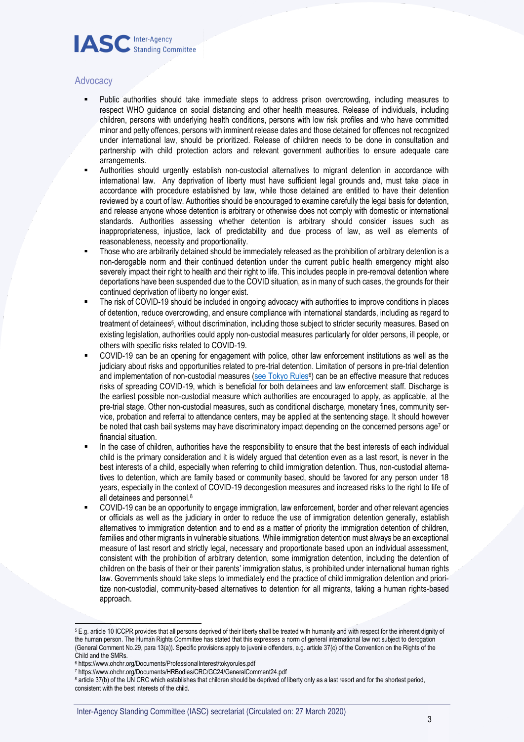## Advocacy

- Public authorities should take immediate steps to address prison overcrowding, including measures to respect WHO guidance on social distancing and other health measures. Release of individuals, including children, persons with underlying health conditions, persons with low risk profiles and who have committed minor and petty offences, persons with imminent release dates and those detained for offences not recognized under international law, should be prioritized. Release of children needs to be done in consultation and partnership with child protection actors and relevant government authorities to ensure adequate care arrangements.
- Authorities should urgently establish non-custodial alternatives to migrant detention in accordance with international law. Any deprivation of liberty must have sufficient legal grounds and, must take place in accordance with procedure established by law, while those detained are entitled to have their detention reviewed by a court of law. Authorities should be encouraged to examine carefully the legal basis for detention, and release anyone whose detention is arbitrary or otherwise does not comply with domestic or international standards. Authorities assessing whether detention is arbitrary should consider issues such as inappropriateness, injustice, lack of predictability and due process of law, as well as elements of reasonableness, necessity and proportionality.
- Those who are arbitrarily detained should be immediately released as the prohibition of arbitrary detention is a non-derogable norm and their continued detention under the current public health emergency might also severely impact their right to health and their right to life. This includes people in pre-removal detention where deportations have been suspended due to the COVID situation, as in many of such cases, the grounds for their continued deprivation of liberty no longer exist.
- The risk of COVID-19 should be included in ongoing advocacy with authorities to improve conditions in places of detention, reduce overcrowding, and ensure compliance with international standards, including as regard to treatment of detainees[5], without discrimination, including those subject to stricter security measures. Based on existing legislation, authorities could apply non-custodial measures particularly for older persons, ill people, or others with specific risks related to COVID-19.
- COVID-19 can be an opening for engagement with police, other law enforcement institutions as well as the judiciary about risks and opportunities related to pre-trial detention. Limitation of persons in pre-trial detention and implementation of non-custodial measures (see Tokyo Rules[6]) can be an effective measure that reduces risks of spreading COVID-19, which is beneficial for both detainees and law enforcement staff. Discharge is the earliest possible non-custodial measure which authorities are encouraged to apply, as applicable, at the pre-trial stage. Other non-custodial measures, such as conditional discharge, monetary fines, community service, probation and referral to attendance centers, may be applied at the sentencing stage. It should however be noted that cash bail systems may have discriminatory impact depending on the concerned persons age[7] or financial situation.
- In the case of children, authorities have the responsibility to ensure that the best interests of each individual child is the primary consideration and it is widely argued that detention even as a last resort, is never in the best interests of a child, especially when referring to child immigration detention. Thus, non-custodial alternatives to detention, which are family based or community based, should be favored for any person under 18 years, especially in the context of COVID-19 decongestion measures and increased risks to the right to life of all detainees and personnel.[8]
- COVID-19 can be an opportunity to engage immigration, law enforcement, border and other relevant agencies or officials as well as the judiciary in order to reduce the use of immigration detention generally, establish alternatives to immigration detention and to end as a matter of priority the immigration detention of children, families and other migrants in vulnerable situations. While immigration detention must always be an exceptional measure of last resort and strictly legal, necessary and proportionate based upon an individual assessment, consistent with the prohibition of arbitrary detention, some immigration detention, including the detention of children on the basis of their or their parents' immigration status, is prohibited under international human rights law. Governments should take steps to immediately end the practice of child immigration detention and prioritize non-custodial, community-based alternatives to detention for all migrants, taking a human rights-based approach.

---

[5] E.g. article 10 ICCPR provides that all persons deprived of their liberty shall be treated with humanity and with respect for the inherent dignity of the human person. The Human Rights Committee has stated that this expresses a norm of general international law not subject to derogation (General Comment No.29, para 13(a)). Specific provisions apply to juvenile offenders, e.g. article 37(c) of the Convention on the Rights of the Child and the SMRs.

[6] https://www.ohchr.org/Documents/ProfessionalInterest/tokyorules.pdf

[7] https://www.ohchr.org/Documents/HRBodies/CRC/GC24/GeneralComment24.pdf

[8] article 37(b) of the UN CRC which establishes that children should be deprived of liberty only as a last resort and for the shortest period, consistent with the best interests of the child.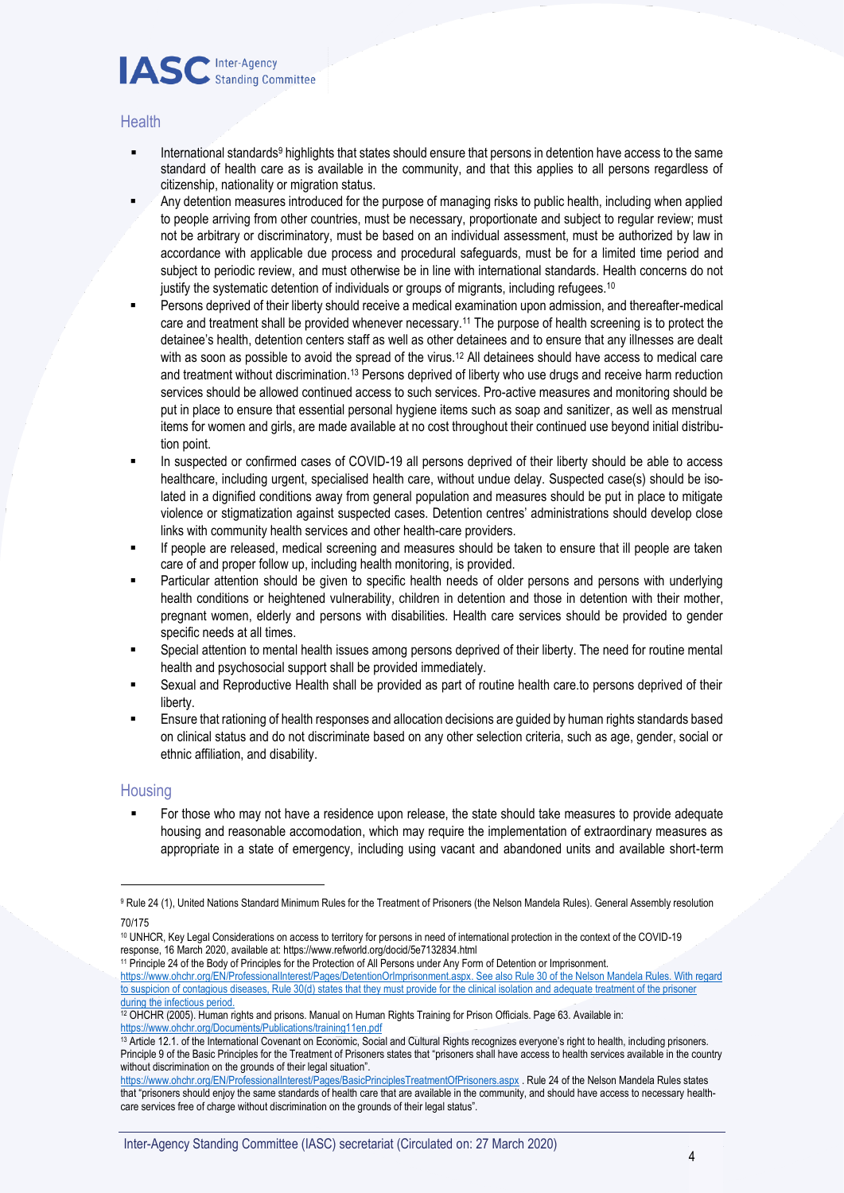## Health

- International standards[9] highlights that states should ensure that persons in detention have access to the same standard of health care as is available in the community, and that this applies to all persons regardless of citizenship, nationality or migration status.
- Any detention measures introduced for the purpose of managing risks to public health, including when applied to people arriving from other countries, must be necessary, proportionate and subject to regular review; must not be arbitrary or discriminatory, must be based on an individual assessment, must be authorized by law in accordance with applicable due process and procedural safeguards, must be for a limited time period and subject to periodic review, and must otherwise be in line with international standards. Health concerns do not justify the systematic detention of individuals or groups of migrants, including refugees.[10]
- Persons deprived of their liberty should receive a medical examination upon admission, and thereafter-medical care and treatment shall be provided whenever necessary.[11] The purpose of health screening is to protect the detainee's health, detention centers staff as well as other detainees and to ensure that any illnesses are dealt with as soon as possible to avoid the spread of the virus.[12] All detainees should have access to medical care and treatment without discrimination.[13] Persons deprived of liberty who use drugs and receive harm reduction services should be allowed continued access to such services. Pro-active measures and monitoring should be put in place to ensure that essential personal hygiene items such as soap and sanitizer, as well as menstrual items for women and girls, are made available at no cost throughout their continued use beyond initial distribution point.
- In suspected or confirmed cases of COVID-19 all persons deprived of their liberty should be able to access healthcare, including urgent, specialised health care, without undue delay. Suspected case(s) should be isolated in a dignified conditions away from general population and measures should be put in place to mitigate violence or stigmatization against suspected cases. Detention centres' administrations should develop close links with community health services and other health-care providers.
- If people are released, medical screening and measures should be taken to ensure that ill people are taken care of and proper follow up, including health monitoring, is provided.
- Particular attention should be given to specific health needs of older persons and persons with underlying health conditions or heightened vulnerability, children in detention and those in detention with their mother, pregnant women, elderly and persons with disabilities. Health care services should be provided to gender specific needs at all times.
- Special attention to mental health issues among persons deprived of their liberty. The need for routine mental health and psychosocial support shall be provided immediately.
- Sexual and Reproductive Health shall be provided as part of routine health care.to persons deprived of their liberty.
- Ensure that rationing of health responses and allocation decisions are guided by human rights standards based on clinical status and do not discriminate based on any other selection criteria, such as age, gender, social or ethnic affiliation, and disability.

## Housing

- For those who may not have a residence upon release, the state should take measures to provide adequate housing and reasonable accomodation, which may require the implementation of extraordinary measures as appropriate in a state of emergency, including using vacant and abandoned units and available short-term

---

[9] Rule 24 (1), United Nations Standard Minimum Rules for the Treatment of Prisoners (the Nelson Mandela Rules). General Assembly resolution 70/175

[10] UNHCR, Key Legal Considerations on access to territory for persons in need of international protection in the context of the COVID-19 response, 16 March 2020, available at: https://www.refworld.org/docid/5e7132834.html

[11] Principle 24 of the Body of Principles for the Protection of All Persons under Any Form of Detention or Imprisonment. https://www.ohchr.org/EN/ProfessionalInterest/Pages/DetentionOrImprisonment.aspx. See also Rule 30 of the Nelson Mandela Rules. With regard to suspicion of contagious diseases, Rule 30(d) states that they must provide for the clinical isolation and adequate treatment of the prisoner during the infectious period.

[12] OHCHR (2005). Human rights and prisons. Manual on Human Rights Training for Prison Officials. Page 63. Available in: https://www.ohchr.org/Documents/Publications/training11en.pdf

[13] Article 12.1. of the International Covenant on Economic, Social and Cultural Rights recognizes everyone's right to health, including prisoners. Principle 9 of the Basic Principles for the Treatment of Prisoners states that "prisoners shall have access to health services available in the country without discrimination on the grounds of their legal situation". https://www.ohchr.org/EN/ProfessionalInterest/Pages/BasicPrinciplesTreatmentOfPrisoners.aspx . Rule 24 of the Nelson Mandela Rules states that "prisoners should enjoy the same standards of health care that are available in the community, and should have access to necessary health-care services free of charge without discrimination on the grounds of their legal status".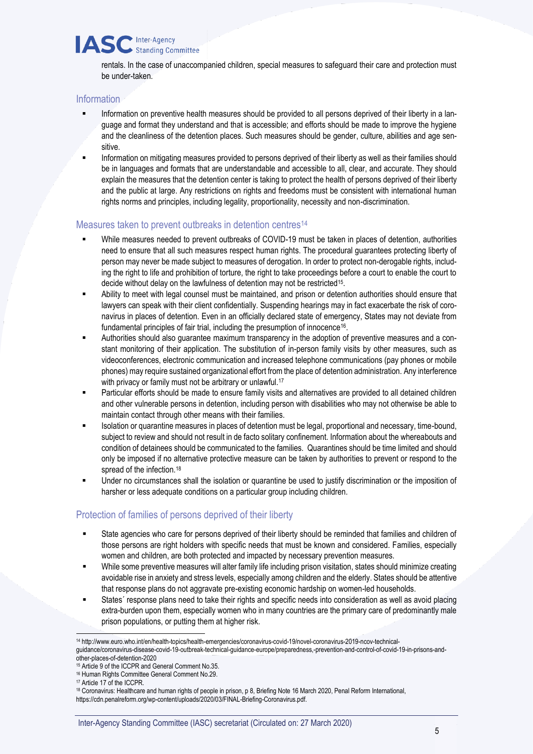rentals. In the case of unaccompanied children, special measures to safeguard their care and protection must be under-taken.

## Information

- Information on preventive health measures should be provided to all persons deprived of their liberty in a language and format they understand and that is accessible; and efforts should be made to improve the hygiene and the cleanliness of the detention places. Such measures should be gender, culture, abilities and age sensitive.
- Information on mitigating measures provided to persons deprived of their liberty as well as their families should be in languages and formats that are understandable and accessible to all, clear, and accurate. They should explain the measures that the detention center is taking to protect the health of persons deprived of their liberty and the public at large. Any restrictions on rights and freedoms must be consistent with international human rights norms and principles, including legality, proportionality, necessity and non-discrimination.

## Measures taken to prevent outbreaks in detention centres[14]

- While measures needed to prevent outbreaks of COVID-19 must be taken in places of detention, authorities need to ensure that all such measures respect human rights. The procedural guarantees protecting liberty of person may never be made subject to measures of derogation. In order to protect non-derogable rights, including the right to life and prohibition of torture, the right to take proceedings before a court to enable the court to decide without delay on the lawfulness of detention may not be restricted[15].
- Ability to meet with legal counsel must be maintained, and prison or detention authorities should ensure that lawyers can speak with their client confidentially. Suspending hearings may in fact exacerbate the risk of coronavirus in places of detention. Even in an officially declared state of emergency, States may not deviate from fundamental principles of fair trial, including the presumption of innocence[16].
- Authorities should also guarantee maximum transparency in the adoption of preventive measures and a constant monitoring of their application. The substitution of in-person family visits by other measures, such as videoconferences, electronic communication and increased telephone communications (pay phones or mobile phones) may require sustained organizational effort from the place of detention administration. Any interference with privacy or family must not be arbitrary or unlawful.[17]
- Particular efforts should be made to ensure family visits and alternatives are provided to all detained children and other vulnerable persons in detention, including person with disabilities who may not otherwise be able to maintain contact through other means with their families.
- Isolation or quarantine measures in places of detention must be legal, proportional and necessary, time-bound, subject to review and should not result in de facto solitary confinement. Information about the whereabouts and condition of detainees should be communicated to the families. Quarantines should be time limited and should only be imposed if no alternative protective measure can be taken by authorities to prevent or respond to the spread of the infection.[18]
- Under no circumstances shall the isolation or quarantine be used to justify discrimination or the imposition of harsher or less adequate conditions on a particular group including children.

## Protection of families of persons deprived of their liberty

- State agencies who care for persons deprived of their liberty should be reminded that families and children of those persons are right holders with specific needs that must be known and considered. Families, especially women and children, are both protected and impacted by necessary prevention measures.
- While some preventive measures will alter family life including prison visitation, states should minimize creating avoidable rise in anxiety and stress levels, especially among children and the elderly. States should be attentive that response plans do not aggravate pre-existing economic hardship on women-led households.
- States´ response plans need to take their rights and specific needs into consideration as well as avoid placing extra-burden upon them, especially women who in many countries are the primary care of predominantly male prison populations, or putting them at higher risk.

---

[14] http://www.euro.who.int/en/health-topics/health-emergencies/coronavirus-covid-19/novel-coronavirus-2019-ncov-technical-guidance/coronavirus-disease-covid-19-outbreak-technical-guidance-europe/preparedness,-prevention-and-control-of-covid-19-in-prisons-and-other-places-of-detention-2020

[15] Article 9 of the ICCPR and General Comment No.35.

[16] Human Rights Committee General Comment No.29.

[17] Article 17 of the ICCPR.

[18] Coronavirus: Healthcare and human rights of people in prison, p 8, Briefing Note 16 March 2020, Penal Reform International, https://cdn.penalreform.org/wp-content/uploads/2020/03/FINAL-Briefing-Coronavirus.pdf.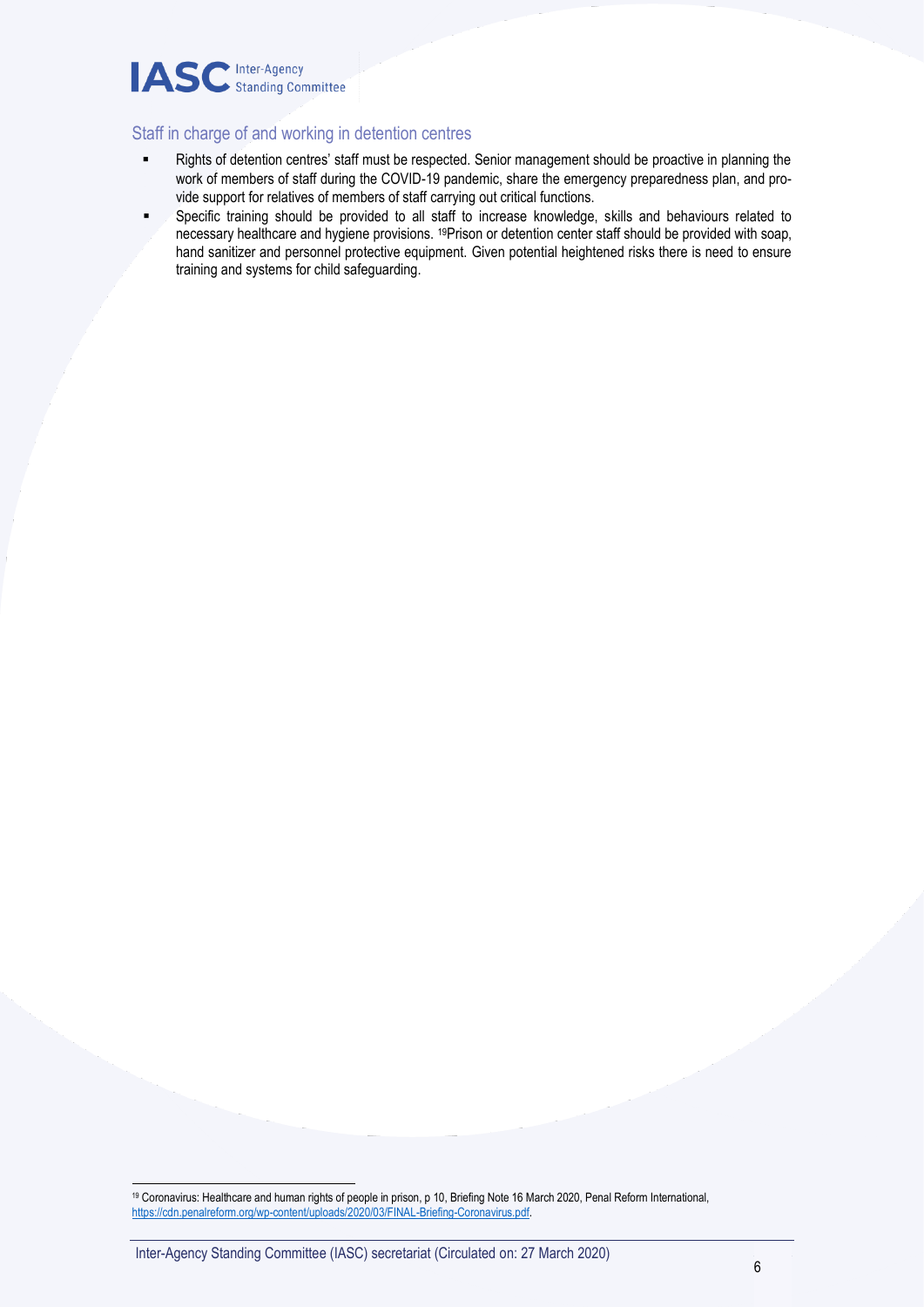## Staff in charge of and working in detention centres

- Rights of detention centres' staff must be respected. Senior management should be proactive in planning the work of members of staff during the COVID-19 pandemic, share the emergency preparedness plan, and provide support for relatives of members of staff carrying out critical functions.
- Specific training should be provided to all staff to increase knowledge, skills and behaviours related to necessary healthcare and hygiene provisions. [19]Prison or detention center staff should be provided with soap, hand sanitizer and personnel protective equipment. Given potential heightened risks there is need to ensure training and systems for child safeguarding.

[19] Coronavirus: Healthcare and human rights of people in prison, p 10, Briefing Note 16 March 2020, Penal Reform International, https://cdn.penalreform.org/wp-content/uploads/2020/03/FINAL-Briefing-Coronavirus.pdf.